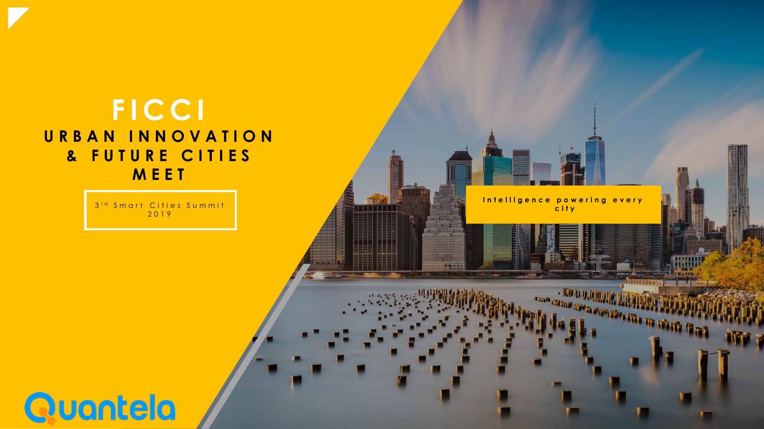# FICCI

## URBAN INNOVATION & FUTURE CITIES MEET

3rd Smart Cities Summit 2019

Intelligence powering every city

Quantela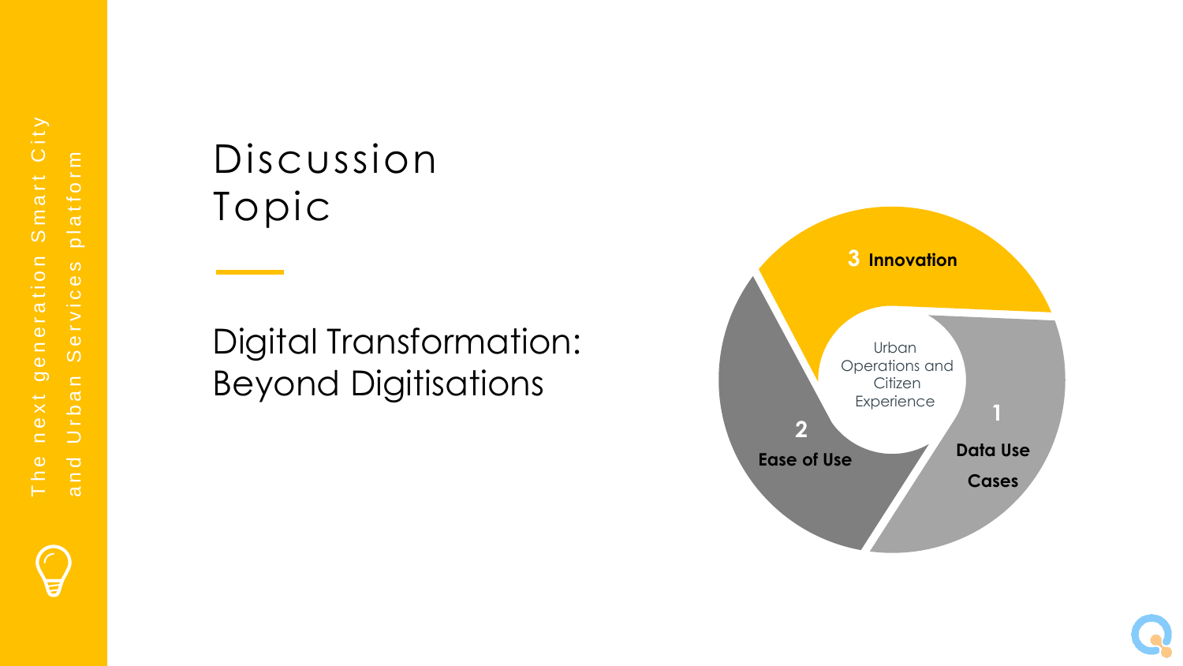# Discussion Topic

## Digital Transformation: Beyond Digitisations

Urban Operations and Citizen Experience

1. **Data Use Cases**
2. **Ease of Use**
3. **Innovation**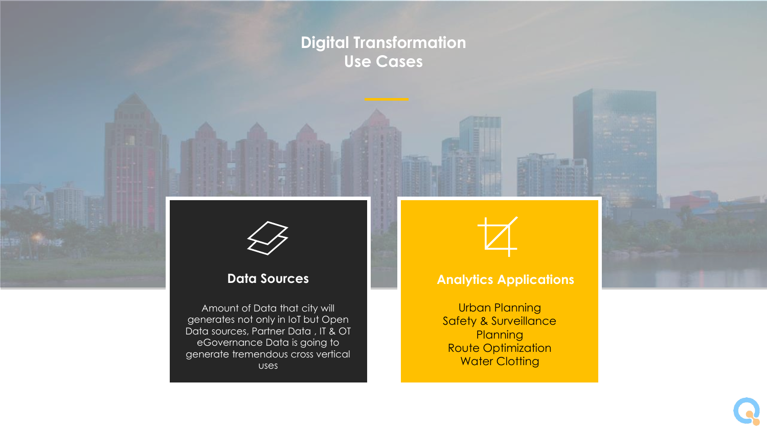# Digital Transformation Use Cases

## Data Sources

Amount of Data that city will generates not only in IoT but Open Data sources, Partner Data , IT & OT eGovernance Data is going to generate tremendous cross vertical uses

## Analytics Applications

Urban Planning
Safety & Surveillance
Planning
Route Optimization
Water Clotting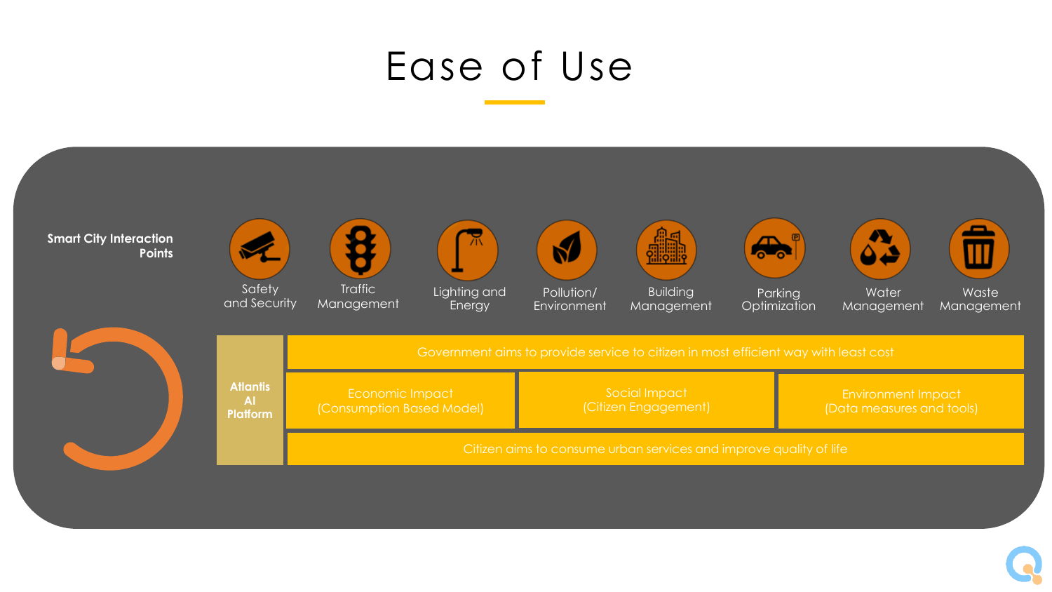# Ease of Use

**Smart City Interaction Points**

- Safety and Security
- Traffic Management
- Lighting and Energy
- Pollution/ Environment
- Building Management
- Parking Optimization
- Water Management
- Waste Management

**Atlantis AI Platform**

Government aims to provide service to citizen in most efficient way with least cost

| Economic Impact (Consumption Based Model) | Social Impact (Citizen Engagement) | Environment Impact (Data measures and tools) |
| --- | --- | --- |

Citizen aims to consume urban services and improve quality of life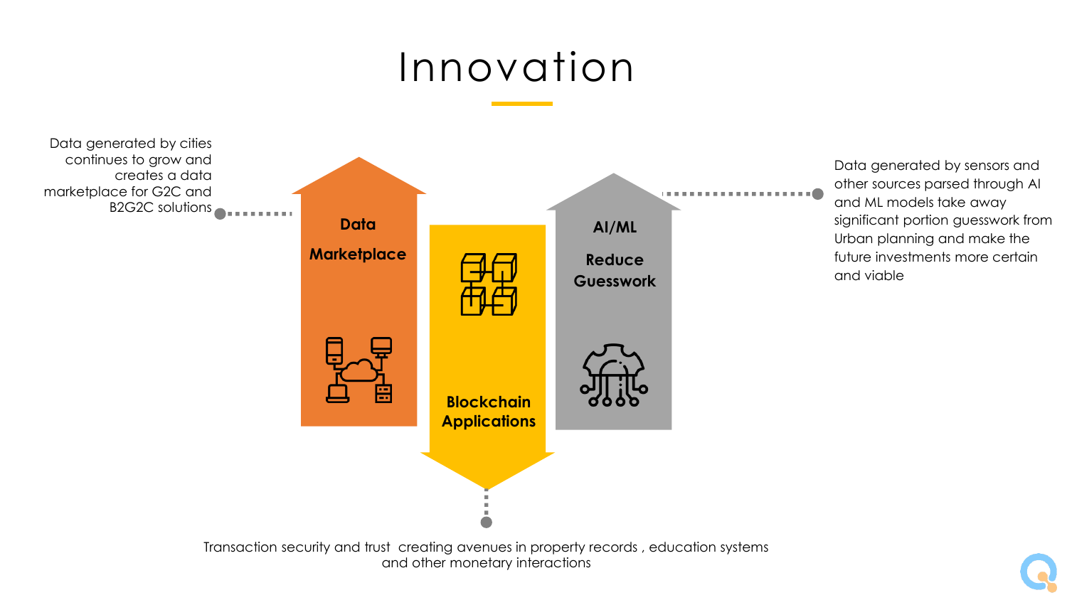# Innovation

Data generated by cities continues to grow and creates a data marketplace for G2C and B2G2C solutions

**Data Marketplace**

**Blockchain Applications**

**AI/ML**

**Reduce Guesswork**

Data generated by sensors and other sources parsed through AI and ML models take away significant portion guesswork from Urban planning and make the future investments more certain and viable

Transaction security and trust creating avenues in property records , education systems and other monetary interactions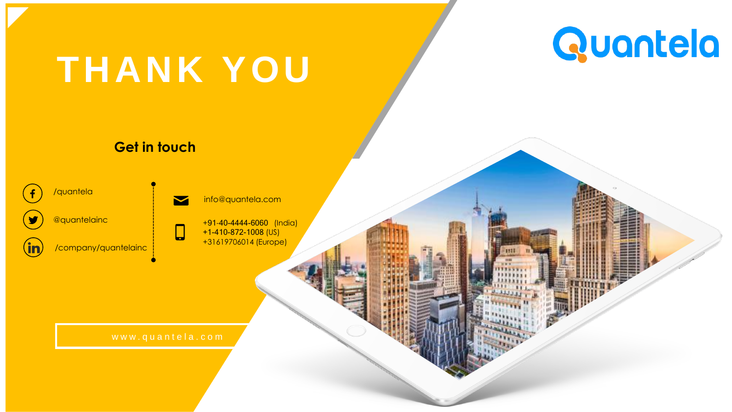# THANK YOU

Quantela

## Get in touch

/quantela

@quantelainc

/company/quantelainc

info@quantela.com

+91-40-4444-6060 (India)
+1-410-872-1008 (US)
+31619706014 (Europe)

www.quantela.com